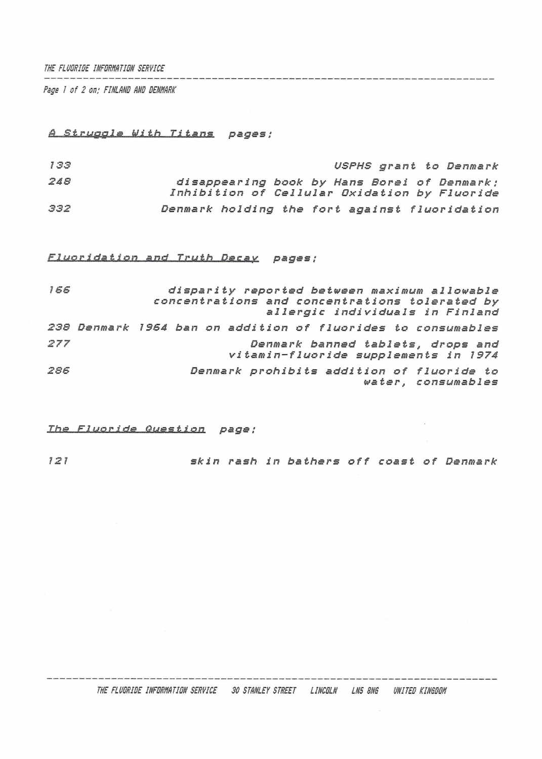## A Struggle With Titans pages;

| | |
|---|---|
| 133 | USPHS grant to Denmark |
| 248 | disappearing book by Hans Borei of Denmark; Inhibition of Cellular Oxidation by Fluoride |
| 332 | Denmark holding the fort against fluoridation |

## Fluoridation and Truth Decay pages;

| | |
|---|---|
| 166 | disparity reported between maximum allowable concentrations and concentrations tolerated by allergic individuals in Finland |
| 238 | Denmark 1964 ban on addition of fluorides to consumables |
| 277 | Denmark banned tablets, drops and vitamin-fluoride supplements in 1974 |
| 286 | Denmark prohibits addition of fluoride to water, consumables |

## The Fluoride Question page;

| | |
|---|---|
| 121 | skin rash in bathers off coast of Denmark |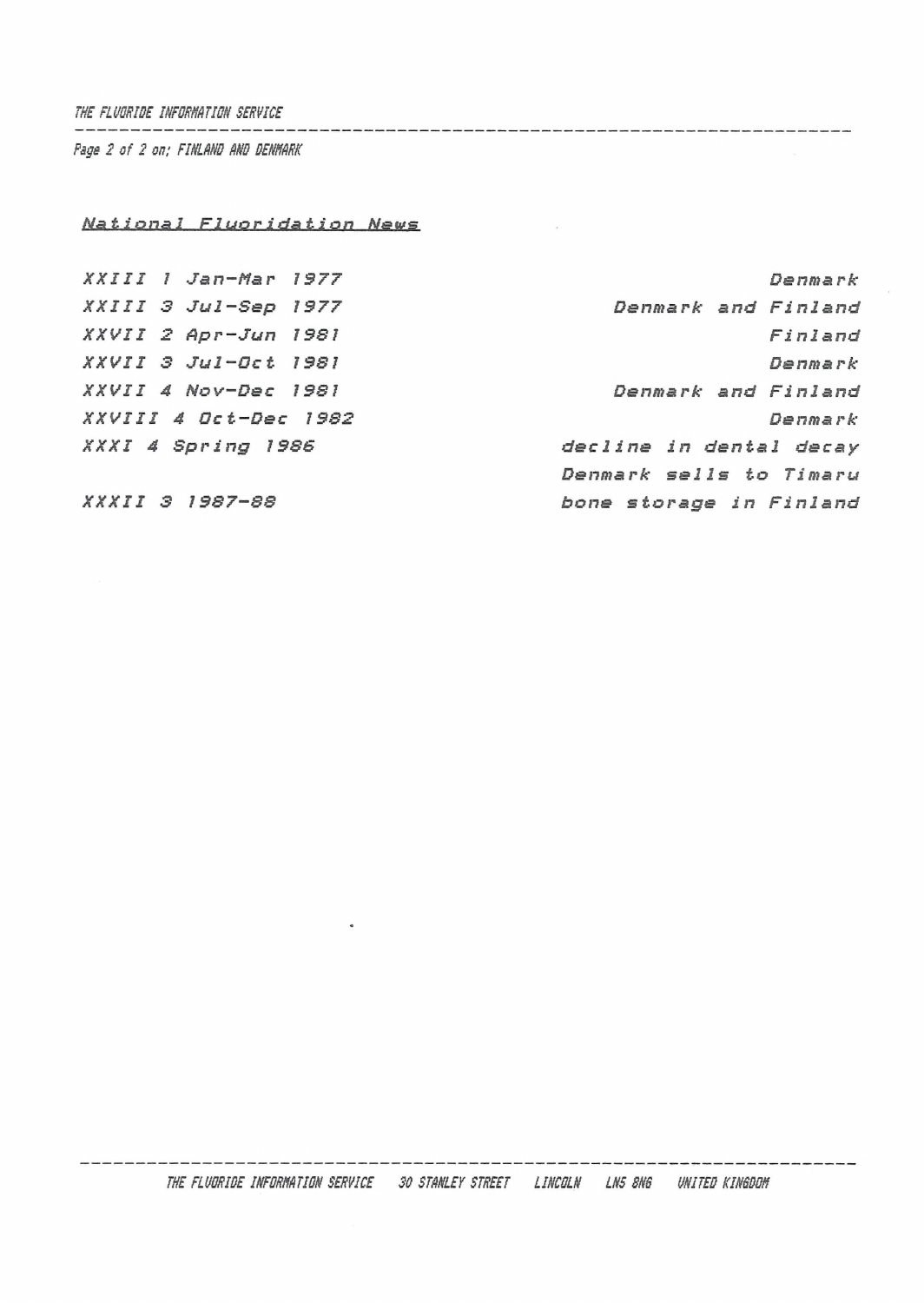## National Fluoridation News

| | |
|---|---|
| XXIII 1 Jan-Mar 1977 | Denmark |
| XXIII 3 Jul-Sep 1977 | Denmark and Finland |
| XXVII 2 Apr-Jun 1981 | Finland |
| XXVII 3 Jul-Oct 1981 | Denmark |
| XXVII 4 Nov-Dec 1981 | Denmark and Finland |
| XXVIII 4 Oct-Dec 1982 | Denmark |
| XXXI 4 Spring 1986 | decline in dental decay |
| | Denmark sells to Timaru |
| XXXII 3 1987-88 | bone storage in Finland |